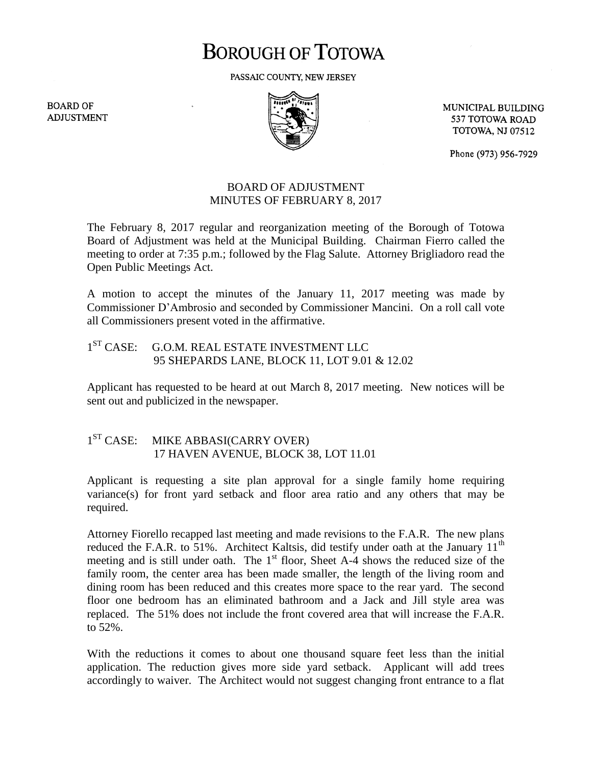# BOROUGH OF TOTOWA

PASSAIC COUNTY, NEW JERSEY

BOARD OF ADJUSTMENT

MUNICIPAL BUILDING
537 TOTOWA ROAD
TOTOWA, NJ 07512

Phone (973) 956-7929

## BOARD OF ADJUSTMENT
## MINUTES OF FEBRUARY 8, 2017

The February 8, 2017 regular and reorganization meeting of the Borough of Totowa Board of Adjustment was held at the Municipal Building. Chairman Fierro called the meeting to order at 7:35 p.m.; followed by the Flag Salute. Attorney Brigliadoro read the Open Public Meetings Act.

A motion to accept the minutes of the January 11, 2017 meeting was made by Commissioner D'Ambrosio and seconded by Commissioner Mancini. On a roll call vote all Commissioners present voted in the affirmative.

1ST CASE: G.O.M. REAL ESTATE INVESTMENT LLC
95 SHEPARDS LANE, BLOCK 11, LOT 9.01 & 12.02

Applicant has requested to be heard at out March 8, 2017 meeting. New notices will be sent out and publicized in the newspaper.

1ST CASE: MIKE ABBASI(CARRY OVER)
17 HAVEN AVENUE, BLOCK 38, LOT 11.01

Applicant is requesting a site plan approval for a single family home requiring variance(s) for front yard setback and floor area ratio and any others that may be required.

Attorney Fiorello recapped last meeting and made revisions to the F.A.R. The new plans reduced the F.A.R. to 51%. Architect Kaltsis, did testify under oath at the January 11th meeting and is still under oath. The 1st floor, Sheet A-4 shows the reduced size of the family room, the center area has been made smaller, the length of the living room and dining room has been reduced and this creates more space to the rear yard. The second floor one bedroom has an eliminated bathroom and a Jack and Jill style area was replaced. The 51% does not include the front covered area that will increase the F.A.R. to 52%.

With the reductions it comes to about one thousand square feet less than the initial application. The reduction gives more side yard setback. Applicant will add trees accordingly to waiver. The Architect would not suggest changing front entrance to a flat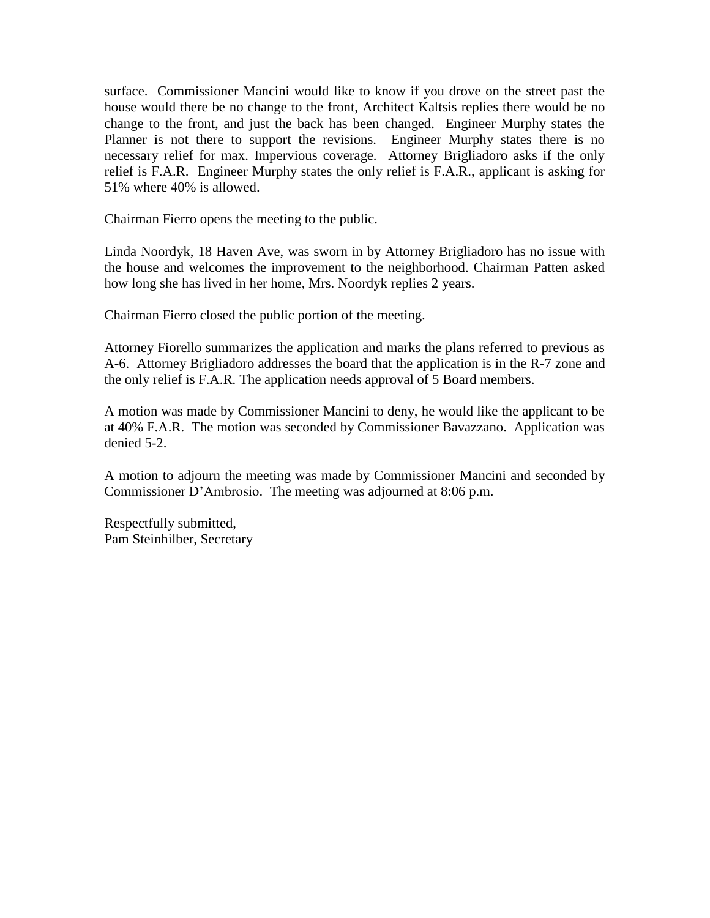surface. Commissioner Mancini would like to know if you drove on the street past the house would there be no change to the front, Architect Kaltsis replies there would be no change to the front, and just the back has been changed. Engineer Murphy states the Planner is not there to support the revisions. Engineer Murphy states there is no necessary relief for max. Impervious coverage. Attorney Brigliadoro asks if the only relief is F.A.R. Engineer Murphy states the only relief is F.A.R., applicant is asking for 51% where 40% is allowed.

Chairman Fierro opens the meeting to the public.

Linda Noordyk, 18 Haven Ave, was sworn in by Attorney Brigliadoro has no issue with the house and welcomes the improvement to the neighborhood. Chairman Patten asked how long she has lived in her home, Mrs. Noordyk replies 2 years.

Chairman Fierro closed the public portion of the meeting.

Attorney Fiorello summarizes the application and marks the plans referred to previous as A-6. Attorney Brigliadoro addresses the board that the application is in the R-7 zone and the only relief is F.A.R. The application needs approval of 5 Board members.

A motion was made by Commissioner Mancini to deny, he would like the applicant to be at 40% F.A.R. The motion was seconded by Commissioner Bavazzano. Application was denied 5-2.

A motion to adjourn the meeting was made by Commissioner Mancini and seconded by Commissioner D'Ambrosio. The meeting was adjourned at 8:06 p.m.

Respectfully submitted,
Pam Steinhilber, Secretary